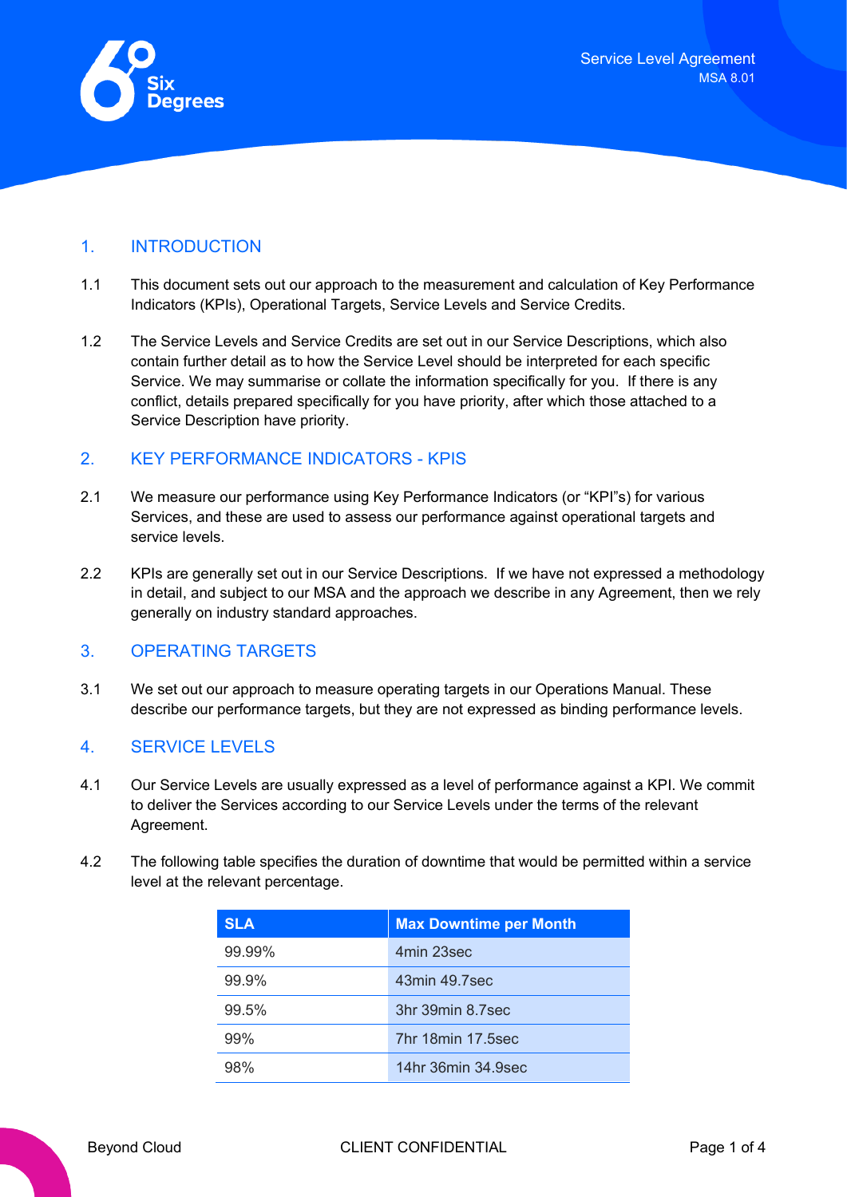## 1. INTRODUCTION

1.1 This document sets out our approach to the measurement and calculation of Key Performance Indicators (KPIs), Operational Targets, Service Levels and Service Credits.

1.2 The Service Levels and Service Credits are set out in our Service Descriptions, which also contain further detail as to how the Service Level should be interpreted for each specific Service. We may summarise or collate the information specifically for you. If there is any conflict, details prepared specifically for you have priority, after which those attached to a Service Description have priority.

## 2. KEY PERFORMANCE INDICATORS - KPIS

2.1 We measure our performance using Key Performance Indicators (or "KPI"s) for various Services, and these are used to assess our performance against operational targets and service levels.

2.2 KPIs are generally set out in our Service Descriptions. If we have not expressed a methodology in detail, and subject to our MSA and the approach we describe in any Agreement, then we rely generally on industry standard approaches.

## 3. OPERATING TARGETS

3.1 We set out our approach to measure operating targets in our Operations Manual. These describe our performance targets, but they are not expressed as binding performance levels.

## 4. SERVICE LEVELS

4.1 Our Service Levels are usually expressed as a level of performance against a KPI. We commit to deliver the Services according to our Service Levels under the terms of the relevant Agreement.

4.2 The following table specifies the duration of downtime that would be permitted within a service level at the relevant percentage.

| SLA | Max Downtime per Month |
|---|---|
| 99.99% | 4min 23sec |
| 99.9% | 43min 49.7sec |
| 99.5% | 3hr 39min 8.7sec |
| 99% | 7hr 18min 17.5sec |
| 98% | 14hr 36min 34.9sec |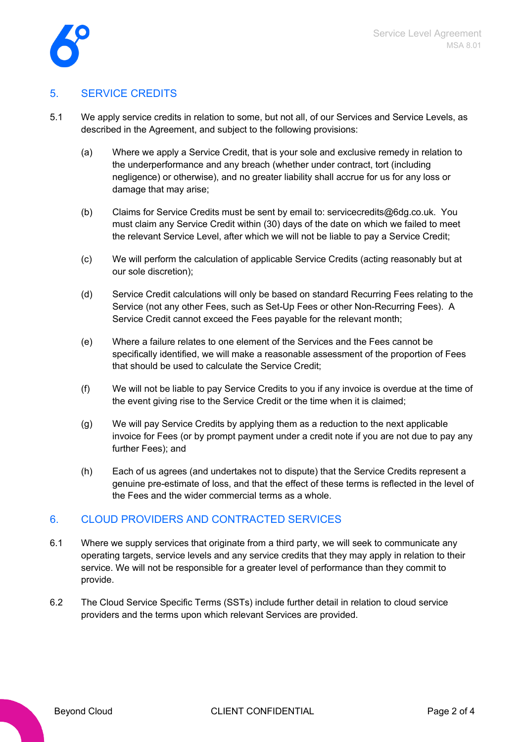## 5. SERVICE CREDITS

5.1 We apply service credits in relation to some, but not all, of our Services and Service Levels, as described in the Agreement, and subject to the following provisions:

(a) Where we apply a Service Credit, that is your sole and exclusive remedy in relation to the underperformance and any breach (whether under contract, tort (including negligence) or otherwise), and no greater liability shall accrue for us for any loss or damage that may arise;

(b) Claims for Service Credits must be sent by email to: servicecredits@6dg.co.uk. You must claim any Service Credit within (30) days of the date on which we failed to meet the relevant Service Level, after which we will not be liable to pay a Service Credit;

(c) We will perform the calculation of applicable Service Credits (acting reasonably but at our sole discretion);

(d) Service Credit calculations will only be based on standard Recurring Fees relating to the Service (not any other Fees, such as Set-Up Fees or other Non-Recurring Fees). A Service Credit cannot exceed the Fees payable for the relevant month;

(e) Where a failure relates to one element of the Services and the Fees cannot be specifically identified, we will make a reasonable assessment of the proportion of Fees that should be used to calculate the Service Credit;

(f) We will not be liable to pay Service Credits to you if any invoice is overdue at the time of the event giving rise to the Service Credit or the time when it is claimed;

(g) We will pay Service Credits by applying them as a reduction to the next applicable invoice for Fees (or by prompt payment under a credit note if you are not due to pay any further Fees); and

(h) Each of us agrees (and undertakes not to dispute) that the Service Credits represent a genuine pre-estimate of loss, and that the effect of these terms is reflected in the level of the Fees and the wider commercial terms as a whole.

## 6. CLOUD PROVIDERS AND CONTRACTED SERVICES

6.1 Where we supply services that originate from a third party, we will seek to communicate any operating targets, service levels and any service credits that they may apply in relation to their service. We will not be responsible for a greater level of performance than they commit to provide.

6.2 The Cloud Service Specific Terms (SSTs) include further detail in relation to cloud service providers and the terms upon which relevant Services are provided.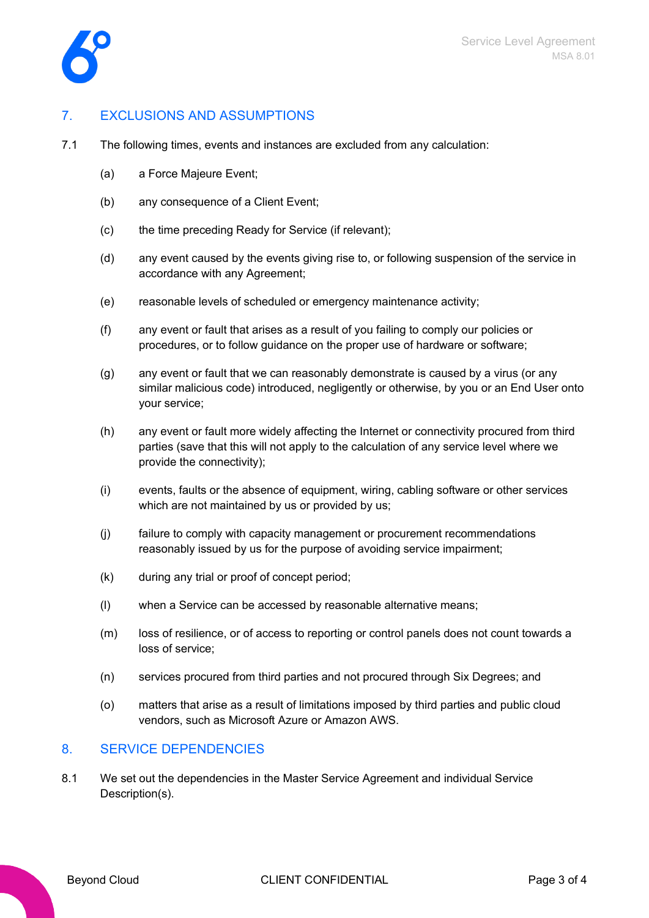## 7. EXCLUSIONS AND ASSUMPTIONS

7.1 The following times, events and instances are excluded from any calculation:

(a) a Force Majeure Event;

(b) any consequence of a Client Event;

(c) the time preceding Ready for Service (if relevant);

(d) any event caused by the events giving rise to, or following suspension of the service in accordance with any Agreement;

(e) reasonable levels of scheduled or emergency maintenance activity;

(f) any event or fault that arises as a result of you failing to comply our policies or procedures, or to follow guidance on the proper use of hardware or software;

(g) any event or fault that we can reasonably demonstrate is caused by a virus (or any similar malicious code) introduced, negligently or otherwise, by you or an End User onto your service;

(h) any event or fault more widely affecting the Internet or connectivity procured from third parties (save that this will not apply to the calculation of any service level where we provide the connectivity);

(i) events, faults or the absence of equipment, wiring, cabling software or other services which are not maintained by us or provided by us;

(j) failure to comply with capacity management or procurement recommendations reasonably issued by us for the purpose of avoiding service impairment;

(k) during any trial or proof of concept period;

(l) when a Service can be accessed by reasonable alternative means;

(m) loss of resilience, or of access to reporting or control panels does not count towards a loss of service;

(n) services procured from third parties and not procured through Six Degrees; and

(o) matters that arise as a result of limitations imposed by third parties and public cloud vendors, such as Microsoft Azure or Amazon AWS.

## 8. SERVICE DEPENDENCIES

8.1 We set out the dependencies in the Master Service Agreement and individual Service Description(s).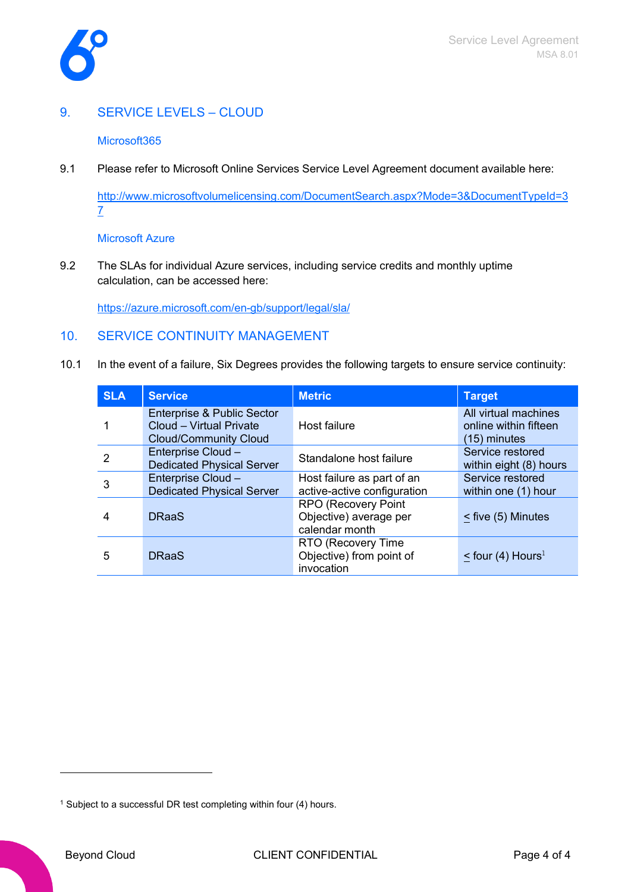## 9. SERVICE LEVELS – CLOUD

### Microsoft365

9.1 Please refer to Microsoft Online Services Service Level Agreement document available here:

http://www.microsoftvolumelicensing.com/DocumentSearch.aspx?Mode=3&DocumentTypeId=37

### Microsoft Azure

9.2 The SLAs for individual Azure services, including service credits and monthly uptime calculation, can be accessed here:

https://azure.microsoft.com/en-gb/support/legal/sla/

## 10. SERVICE CONTINUITY MANAGEMENT

10.1 In the event of a failure, Six Degrees provides the following targets to ensure service continuity:

| SLA | Service | Metric | Target |
|---|---|---|---|
| 1 | Enterprise & Public Sector Cloud – Virtual Private Cloud/Community Cloud | Host failure | All virtual machines online within fifteen (15) minutes |
| 2 | Enterprise Cloud – Dedicated Physical Server | Standalone host failure | Service restored within eight (8) hours |
| 3 | Enterprise Cloud – Dedicated Physical Server | Host failure as part of an active-active configuration | Service restored within one (1) hour |
| 4 | DRaaS | RPO (Recovery Point Objective) average per calendar month | ≤ five (5) Minutes |
| 5 | DRaaS | RTO (Recovery Time Objective) from point of invocation | ≤ four (4) Hours[1] |

[1] Subject to a successful DR test completing within four (4) hours.